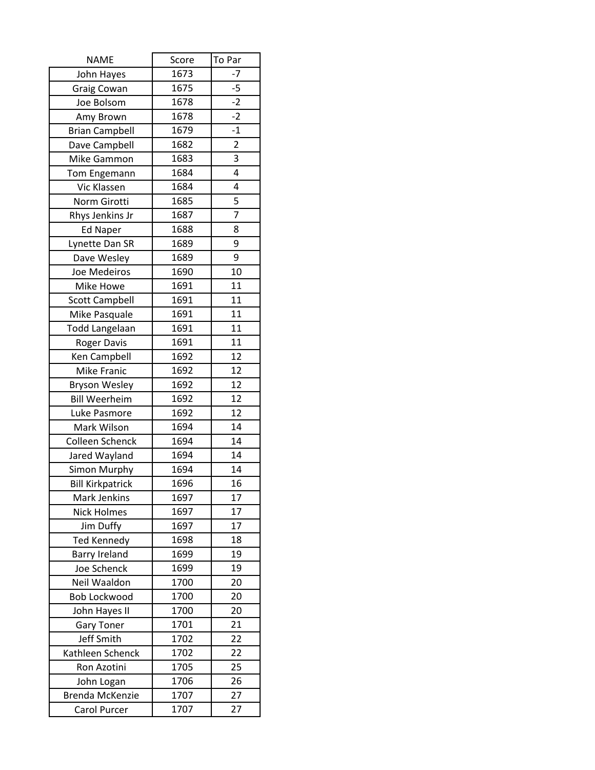| NAME | Score | To Par |
|---|---|---|
| John Hayes | 1673 | -7 |
| Graig Cowan | 1675 | -5 |
| Joe Bolsom | 1678 | -2 |
| Amy Brown | 1678 | -2 |
| Brian Campbell | 1679 | -1 |
| Dave Campbell | 1682 | 2 |
| Mike Gammon | 1683 | 3 |
| Tom Engemann | 1684 | 4 |
| Vic Klassen | 1684 | 4 |
| Norm Girotti | 1685 | 5 |
| Rhys Jenkins Jr | 1687 | 7 |
| Ed Naper | 1688 | 8 |
| Lynette Dan SR | 1689 | 9 |
| Dave Wesley | 1689 | 9 |
| Joe Medeiros | 1690 | 10 |
| Mike Howe | 1691 | 11 |
| Scott Campbell | 1691 | 11 |
| Mike Pasquale | 1691 | 11 |
| Todd Langelaan | 1691 | 11 |
| Roger Davis | 1691 | 11 |
| Ken Campbell | 1692 | 12 |
| Mike Franic | 1692 | 12 |
| Bryson Wesley | 1692 | 12 |
| Bill Weerheim | 1692 | 12 |
| Luke Pasmore | 1692 | 12 |
| Mark Wilson | 1694 | 14 |
| Colleen Schenck | 1694 | 14 |
| Jared Wayland | 1694 | 14 |
| Simon Murphy | 1694 | 14 |
| Bill Kirkpatrick | 1696 | 16 |
| Mark Jenkins | 1697 | 17 |
| Nick Holmes | 1697 | 17 |
| Jim Duffy | 1697 | 17 |
| Ted Kennedy | 1698 | 18 |
| Barry Ireland | 1699 | 19 |
| Joe Schenck | 1699 | 19 |
| Neil Waaldon | 1700 | 20 |
| Bob Lockwood | 1700 | 20 |
| John Hayes II | 1700 | 20 |
| Gary Toner | 1701 | 21 |
| Jeff Smith | 1702 | 22 |
| Kathleen Schenck | 1702 | 22 |
| Ron Azotini | 1705 | 25 |
| John Logan | 1706 | 26 |
| Brenda McKenzie | 1707 | 27 |
| Carol Purcer | 1707 | 27 |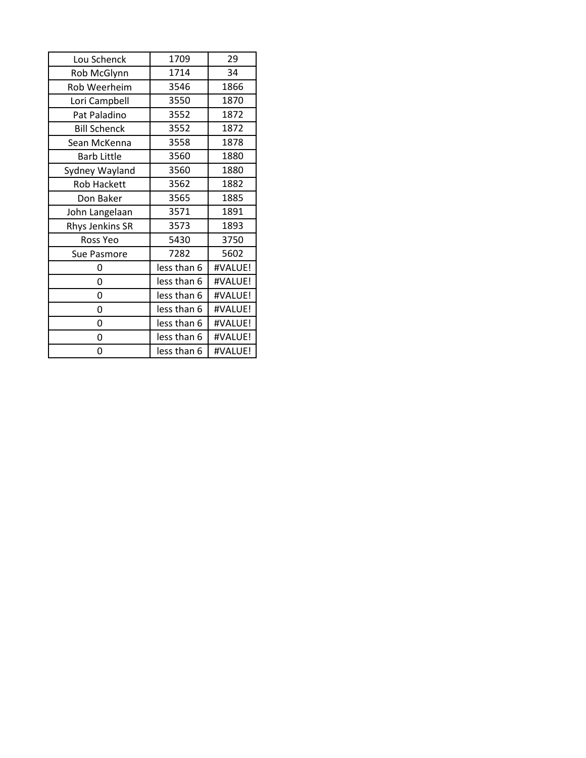| | | |
|---|---|---|
| Lou Schenck | 1709 | 29 |
| Rob McGlynn | 1714 | 34 |
| Rob Weerheim | 3546 | 1866 |
| Lori Campbell | 3550 | 1870 |
| Pat Paladino | 3552 | 1872 |
| Bill Schenck | 3552 | 1872 |
| Sean McKenna | 3558 | 1878 |
| Barb Little | 3560 | 1880 |
| Sydney Wayland | 3560 | 1880 |
| Rob Hackett | 3562 | 1882 |
| Don Baker | 3565 | 1885 |
| John Langelaan | 3571 | 1891 |
| Rhys Jenkins SR | 3573 | 1893 |
| Ross Yeo | 5430 | 3750 |
| Sue Pasmore | 7282 | 5602 |
| 0 | less than 6 | #VALUE! |
| 0 | less than 6 | #VALUE! |
| 0 | less than 6 | #VALUE! |
| 0 | less than 6 | #VALUE! |
| 0 | less than 6 | #VALUE! |
| 0 | less than 6 | #VALUE! |
| 0 | less than 6 | #VALUE! |